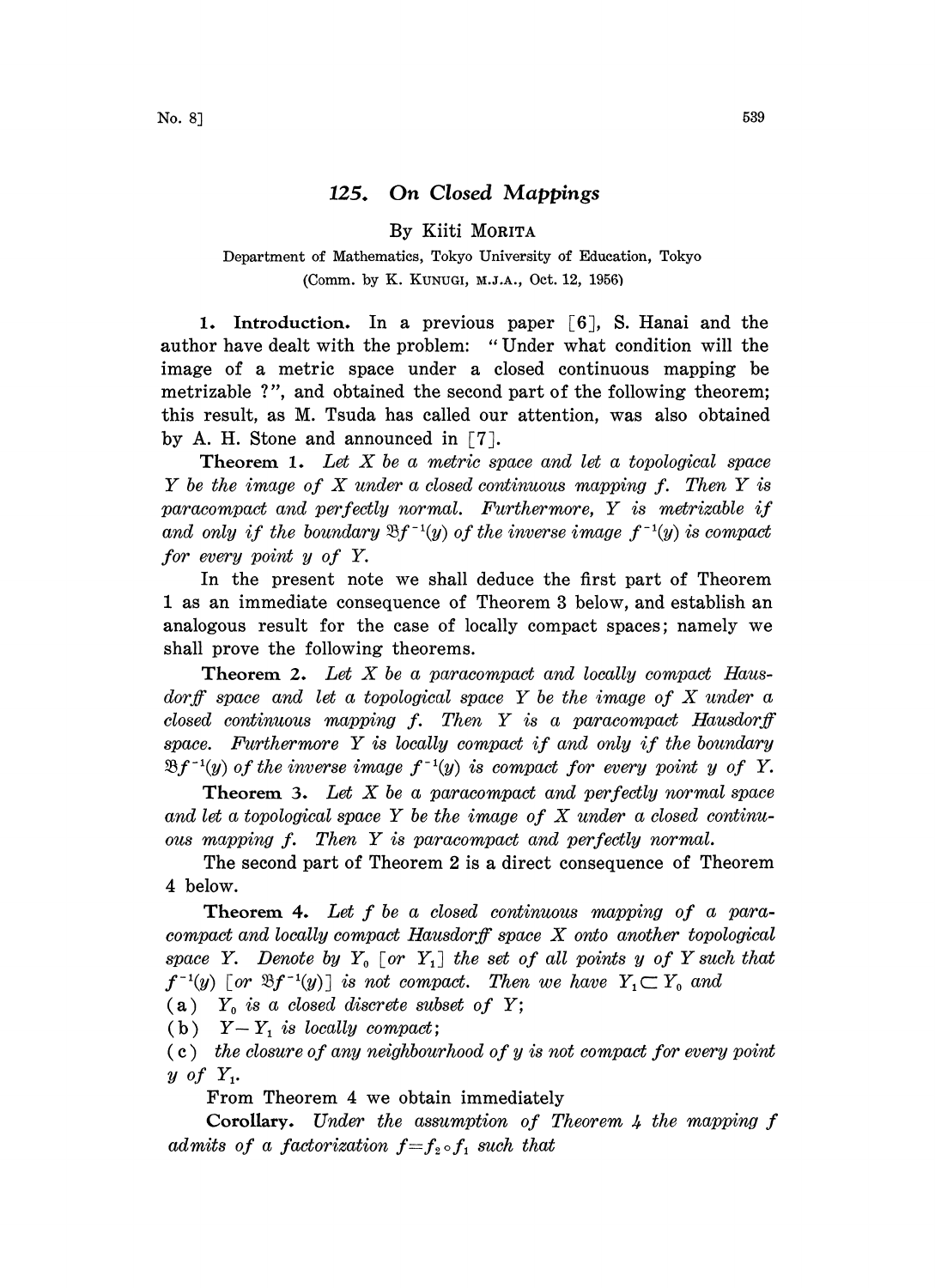# 125. On Closed Mappings

By Kiiti MORITA

Department of Mathematics, Tokyo University of Education, Tokyo

(Comm. by K. KUNUGI, M.J.A., Oct. 12, 1956)

**1. Introduction.** In a previous paper [6], S. Hanai and the author have dealt with the problem: "Under what condition will the image of a metric space under a closed continuous mapping be metrizable ?", and obtained the second part of the following theorem; this result, as M. Tsuda has called our attention, was also obtained by A. H. Stone and announced in [7].

**Theorem 1.** *Let $X$ be a metric space and let a topological space $Y$ be the image of $X$ under a closed continuous mapping $f$. Then $Y$ is paracompact and perfectly normal. Furthermore, $Y$ is metrizable if and only if the boundary $\mathfrak{B}f^{-1}(y)$ of the inverse image $f^{-1}(y)$ is compact for every point $y$ of $Y$.*

In the present note we shall deduce the first part of Theorem 1 as an immediate consequence of Theorem 3 below, and establish an analogous result for the case of locally compact spaces; namely we shall prove the following theorems.

**Theorem 2.** *Let $X$ be a paracompact and locally compact Hausdorff space and let a topological space $Y$ be the image of $X$ under a closed continuous mapping $f$. Then $Y$ is a paracompact Hausdorff space. Furthermore $Y$ is locally compact if and only if the boundary $\mathfrak{B}f^{-1}(y)$ of the inverse image $f^{-1}(y)$ is compact for every point $y$ of $Y$.*

**Theorem 3.** *Let $X$ be a paracompact and perfectly normal space and let a topological space $Y$ be the image of $X$ under a closed continuous mapping $f$. Then $Y$ is paracompact and perfectly normal.*

The second part of Theorem 2 is a direct consequence of Theorem 4 below.

**Theorem 4.** *Let $f$ be a closed continuous mapping of a paracompact and locally compact Hausdorff space $X$ onto another topological space $Y$. Denote by $Y_0$ [or $Y_1$] the set of all points $y$ of $Y$ such that $f^{-1}(y)$ [or $\mathfrak{B}f^{-1}(y)$] is not compact. Then we have $Y_1 \subset Y_0$ and*

(a) *$Y_0$ is a closed discrete subset of $Y$;*

(b) *$Y - Y_1$ is locally compact;*

(c) *the closure of any neighbourhood of $y$ is not compact for every point $y$ of $Y_1$.*

From Theorem 4 we obtain immediately

**Corollary.** *Under the assumption of Theorem 4 the mapping $f$ admits of a factorization $f = f_2 \circ f_1$ such that*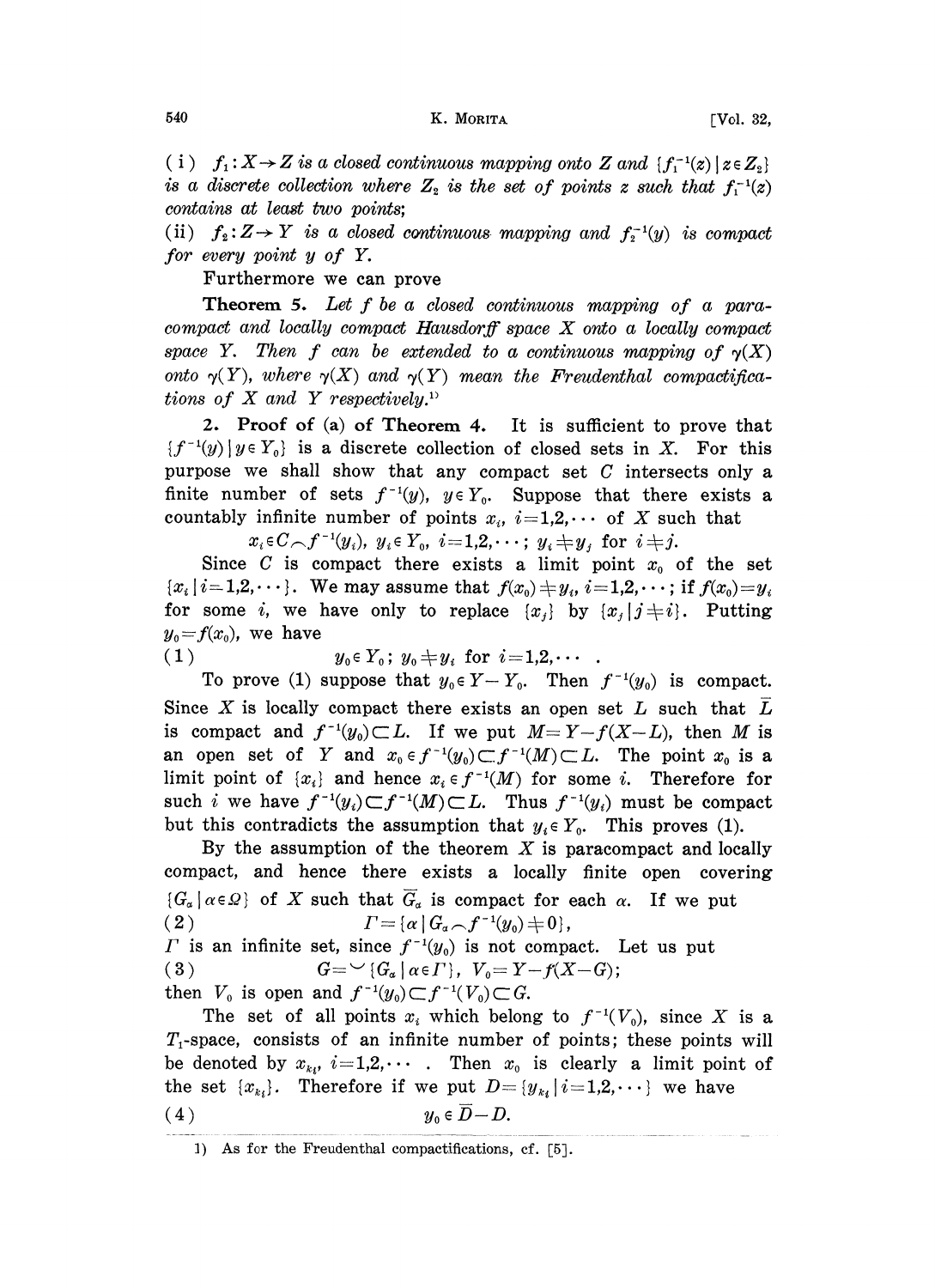(i) $f_1: X \to Z$ *is a closed continuous mapping onto* $Z$ *and* $\{f_1^{-1}(z) \mid z \in Z_2\}$ *is a discrete collection where* $Z_2$ *is the set of points* $z$ *such that* $f_1^{-1}(z)$ *contains at least two points;*

(ii) $f_2: Z \to Y$ *is a closed continuous mapping and* $f_2^{-1}(y)$ *is compact for every point* $y$ *of* $Y$.

Furthermore we can prove

**Theorem 5.** *Let* $f$ *be a closed continuous mapping of a paracompact and locally compact Hausdorff space* $X$ *onto a locally compact space* $Y$. *Then* $f$ *can be extended to a continuous mapping of* $\gamma(X)$ *onto* $\gamma(Y)$, *where* $\gamma(X)$ *and* $\gamma(Y)$ *mean the Freudenthal compactifications of* $X$ *and* $Y$ *respectively.*[1]

**2. Proof of (a) of Theorem 4.** It is sufficient to prove that $\{f^{-1}(y) \mid y \in Y_0\}$ is a discrete collection of closed sets in $X$. For this purpose we shall show that any compact set $C$ intersects only a finite number of sets $f^{-1}(y)$, $y \in Y_0$. Suppose that there exists a countably infinite number of points $x_i$, $i=1,2,\cdots$ of $X$ such that

$$x_i \in C \frown f^{-1}(y_i),\ y_i \in Y_0,\ i=1,2,\cdots;\ y_i \neq y_j \text{ for } i \neq j.$$

Since $C$ is compact there exists a limit point $x_0$ of the set $\{x_i \mid i=1,2,\cdots\}$. We may assume that $f(x_0) \neq y_i$, $i=1,2,\cdots$; if $f(x_0)=y_i$ for some $i$, we have only to replace $\{x_j\}$ by $\{x_j \mid j \neq i\}$. Putting $y_0 = f(x_0)$, we have

$$(1) \qquad y_0 \in Y_0;\ y_0 \neq y_i \text{ for } i=1,2,\cdots .$$

To prove (1) suppose that $y_0 \in Y - Y_0$. Then $f^{-1}(y_0)$ is compact. Since $X$ is locally compact there exists an open set $L$ such that $\bar{L}$ is compact and $f^{-1}(y_0) \subset L$. If we put $M = Y - f(X-L)$, then $M$ is an open set of $Y$ and $x_0 \in f^{-1}(y_0) \subset f^{-1}(M) \subset L$. The point $x_0$ is a limit point of $\{x_i\}$ and hence $x_i \in f^{-1}(M)$ for some $i$. Therefore for such $i$ we have $f^{-1}(y_i) \subset f^{-1}(M) \subset L$. Thus $f^{-1}(y_i)$ must be compact but this contradicts the assumption that $y_i \in Y_0$. This proves (1).

By the assumption of the theorem $X$ is paracompact and locally compact, and hence there exists a locally finite open covering $\{G_\alpha \mid \alpha \in \Omega\}$ of $X$ such that $\bar{G}_\alpha$ is compact for each $\alpha$. If we put

$$(2) \qquad \Gamma = \{\alpha \mid G_\alpha \frown f^{-1}(y_0) \neq 0\},$$

$\Gamma$ is an infinite set, since $f^{-1}(y_0)$ is not compact. Let us put

$$(3) \qquad G = \smile \{G_\alpha \mid \alpha \in \Gamma\},\ V_0 = Y - f(X-G);$$

then $V_0$ is open and $f^{-1}(y_0) \subset f^{-1}(V_0) \subset G$.

The set of all points $x_i$ which belong to $f^{-1}(V_0)$, since $X$ is a $T_1$-space, consists of an infinite number of points; these points will be denoted by $x_{k_i}$, $i=1,2,\cdots$. Then $x_0$ is clearly a limit point of the set $\{x_{k_i}\}$. Therefore if we put $D = \{y_{k_i} \mid i=1,2,\cdots\}$ we have

$$(4) \qquad y_0 \in \bar{D} - D.$$

---

1) As for the Freudenthal compactifications, cf. [5].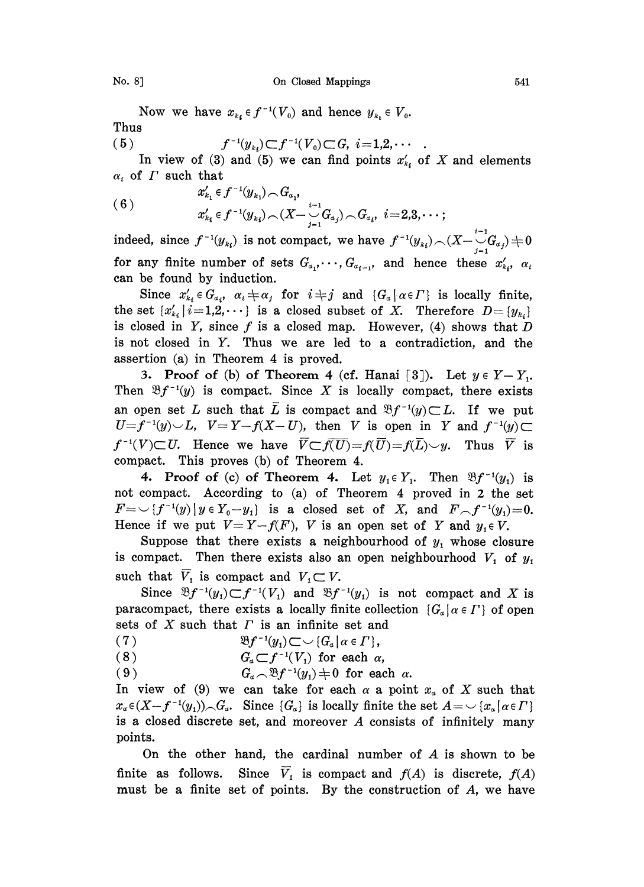Now we have $x_{k_i} \in f^{-1}(V_0)$ and hence $y_{k_i} \in V_0$. Thus

$$(5) \qquad f^{-1}(y_{k_i}) \subset f^{-1}(V_0) \subset G, \quad i=1,2,\cdots .$$

In view of (3) and (5) we can find points $x'_{k_i}$ of $X$ and elements $\alpha_i$ of $\Gamma$ such that

$$(6) \qquad \begin{aligned} &x'_{k_1} \in f^{-1}(y_{k_1}) \frown G_{\alpha_1}, \\ &x'_{k_i} \in f^{-1}(y_{k_i}) \frown (X - \bigcup_{j=1}^{i-1} G_{\alpha_j}) \frown G_{\alpha_i}, \quad i=2,3,\cdots; \end{aligned}$$

indeed, since $f^{-1}(y_{k_i})$ is not compact, we have $f^{-1}(y_{k_i}) \frown (X - \bigcup_{j=1}^{i-1} G_{\alpha_j}) \neq 0$ for any finite number of sets $G_{\alpha_1}, \cdots, G_{\alpha_{i-1}}$, and hence these $x'_{k_i}$, $\alpha_i$ can be found by induction.

Since $x'_{k_i} \in G_{\alpha_i}$, $\alpha_i \neq \alpha_j$ for $i \neq j$ and $\{G_\alpha \mid \alpha \in \Gamma\}$ is locally finite, the set $\{x'_{k_i} \mid i=1,2,\cdots\}$ is a closed subset of $X$. Therefore $D=\{y_{k_i}\}$ is closed in $Y$, since $f$ is a closed map. However, (4) shows that $D$ is not closed in $Y$. Thus we are led to a contradiction, and the assertion (a) in Theorem 4 is proved.

**3. Proof of (b) of Theorem 4** (cf. Hanai [3]). Let $y \in Y - Y_1$. Then $\mathfrak{B}f^{-1}(y)$ is compact. Since $X$ is locally compact, there exists an open set $L$ such that $\bar{L}$ is compact and $\mathfrak{B}f^{-1}(y) \subset L$. If we put $U = f^{-1}(y) \smile L$, $V = Y - f(X-U)$, then $V$ is open in $Y$ and $f^{-1}(y) \subset f^{-1}(V) \subset U$. Hence we have $\bar{V} \subset \overline{f(U)} = f(\bar{U}) = f(\bar{L}) \smile y$. Thus $\bar{V}$ is compact. This proves (b) of Theorem 4.

**4. Proof of (c) of Theorem 4.** Let $y_1 \in Y_1$. Then $\mathfrak{B}f^{-1}(y_1)$ is not compact. According to (a) of Theorem 4 proved in 2 the set $F = \smile \{f^{-1}(y) \mid y \in Y_0 - y_1\}$ is a closed set of $X$, and $F \frown f^{-1}(y_1) = 0$. Hence if we put $V = Y - f(F)$, $V$ is an open set of $Y$ and $y_1 \in V$.

Suppose that there exists a neighbourhood of $y_1$ whose closure is compact. Then there exists also an open neighbourhood $V_1$ of $y_1$ such that $\bar{V}_1$ is compact and $V_1 \subset V$.

Since $\mathfrak{B}f^{-1}(y_1) \subset f^{-1}(V_1)$ and $\mathfrak{B}f^{-1}(y_1)$ is not compact and $X$ is paracompact, there exists a locally finite collection $\{G_\alpha \mid \alpha \in \Gamma\}$ of open sets of $X$ such that $\Gamma$ is an infinite set and

$$(7) \qquad \mathfrak{B}f^{-1}(y_1) \subset \smile \{G_\alpha \mid \alpha \in \Gamma\},$$

$$(8) \qquad G_\alpha \subset f^{-1}(V_1) \text{ for each } \alpha,$$

$$(9) \qquad G_\alpha \frown \mathfrak{B}f^{-1}(y_1) \neq 0 \text{ for each } \alpha.$$

In view of (9) we can take for each $\alpha$ a point $x_\alpha$ of $X$ such that $x_\alpha \in (X - f^{-1}(y_1)) \frown G_\alpha$. Since $\{G_\alpha\}$ is locally finite the set $A = \smile \{x_\alpha \mid \alpha \in \Gamma\}$ is a closed discrete set, and moreover $A$ consists of infinitely many points.

On the other hand, the cardinal number of $A$ is shown to be finite as follows. Since $\bar{V}_1$ is compact and $f(A)$ is discrete, $f(A)$ must be a finite set of points. By the construction of $A$, we have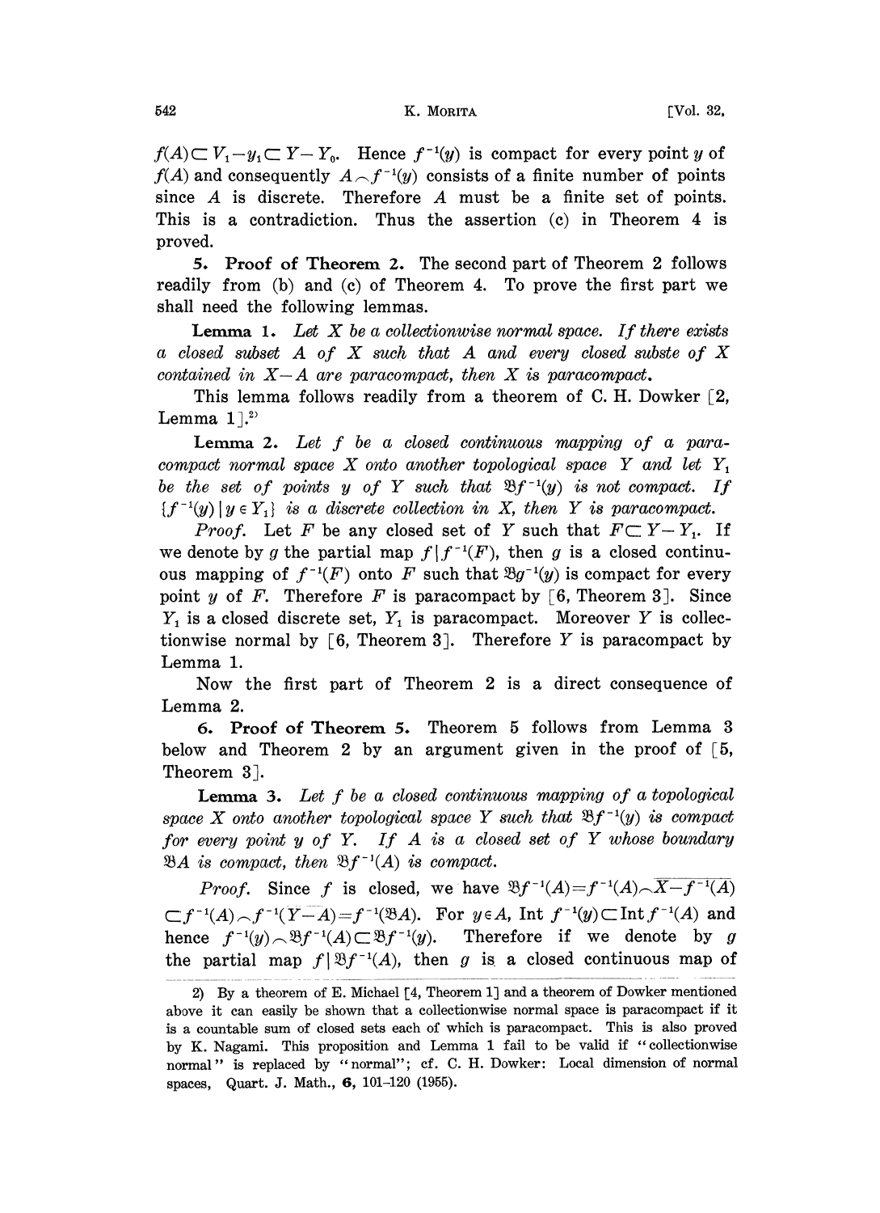$f(A) \subset V_1 - y_1 \subset Y - Y_0$. Hence $f^{-1}(y)$ is compact for every point $y$ of $f(A)$ and consequently $A \frown f^{-1}(y)$ consists of a finite number of points since $A$ is discrete. Therefore $A$ must be a finite set of points. This is a contradiction. Thus the assertion (c) in Theorem 4 is proved.

**5. Proof of Theorem 2.** The second part of Theorem 2 follows readily from (b) and (c) of Theorem 4. To prove the first part we shall need the following lemmas.

**Lemma 1.** *Let $X$ be a collectionwise normal space. If there exists a closed subset $A$ of $X$ such that $A$ and every closed subste of $X$ contained in $X - A$ are paracompact, then $X$ is paracompact.*

This lemma follows readily from a theorem of C. H. Dowker [2, Lemma 1].[2]

**Lemma 2.** *Let $f$ be a closed continuous mapping of a paracompact normal space $X$ onto another topological space $Y$ and let $Y_1$ be the set of points $y$ of $Y$ such that $\mathfrak{B}f^{-1}(y)$ is not compact. If $\{f^{-1}(y) \mid y \in Y_1\}$ is a discrete collection in $X$, then $Y$ is paracompact.*

*Proof.* Let $F$ be any closed set of $Y$ such that $F \subset Y - Y_1$. If we denote by $g$ the partial map $f \mid f^{-1}(F)$, then $g$ is a closed continuous mapping of $f^{-1}(F)$ onto $F$ such that $\mathfrak{B}g^{-1}(y)$ is compact for every point $y$ of $F$. Therefore $F$ is paracompact by [6, Theorem 3]. Since $Y_1$ is a closed discrete set, $Y_1$ is paracompact. Moreover $Y$ is collectionwise normal by [6, Theorem 3]. Therefore $Y$ is paracompact by Lemma 1.

Now the first part of Theorem 2 is a direct consequence of Lemma 2.

**6. Proof of Theorem 5.** Theorem 5 follows from Lemma 3 below and Theorem 2 by an argument given in the proof of [5, Theorem 3].

**Lemma 3.** *Let $f$ be a closed continuous mapping of a topological space $X$ onto another topological space $Y$ such that $\mathfrak{B}f^{-1}(y)$ is compact for every point $y$ of $Y$. If $A$ is a closed set of $Y$ whose boundary $\mathfrak{B}A$ is compact, then $\mathfrak{B}f^{-1}(A)$ is compact.*

*Proof.* Since $f$ is closed, we have $\mathfrak{B}f^{-1}(A) = f^{-1}(A) \frown \overline{X - f^{-1}(A)}$ $\subset f^{-1}(A) \frown f^{-1}(\overline{Y - A}) = f^{-1}(\mathfrak{B}A)$. For $y \in A$, $\operatorname{Int} f^{-1}(y) \subset \operatorname{Int} f^{-1}(A)$ and hence $f^{-1}(y) \frown \mathfrak{B}f^{-1}(A) \subset \mathfrak{B}f^{-1}(y)$. Therefore if we denote by $g$ the partial map $f \mid \mathfrak{B}f^{-1}(A)$, then $g$ is a closed continuous map of

---

2) By a theorem of E. Michael [4, Theorem 1] and a theorem of Dowker mentioned above it can easily be shown that a collectionwise normal space is paracompact if it is a countable sum of closed sets each of which is paracompact. This is also proved by K. Nagami. This proposition and Lemma 1 fail to be valid if "collectionwise normal" is replaced by "normal"; cf. C. H. Dowker: Local dimension of normal spaces, Quart. J. Math., **6**, 101–120 (1955).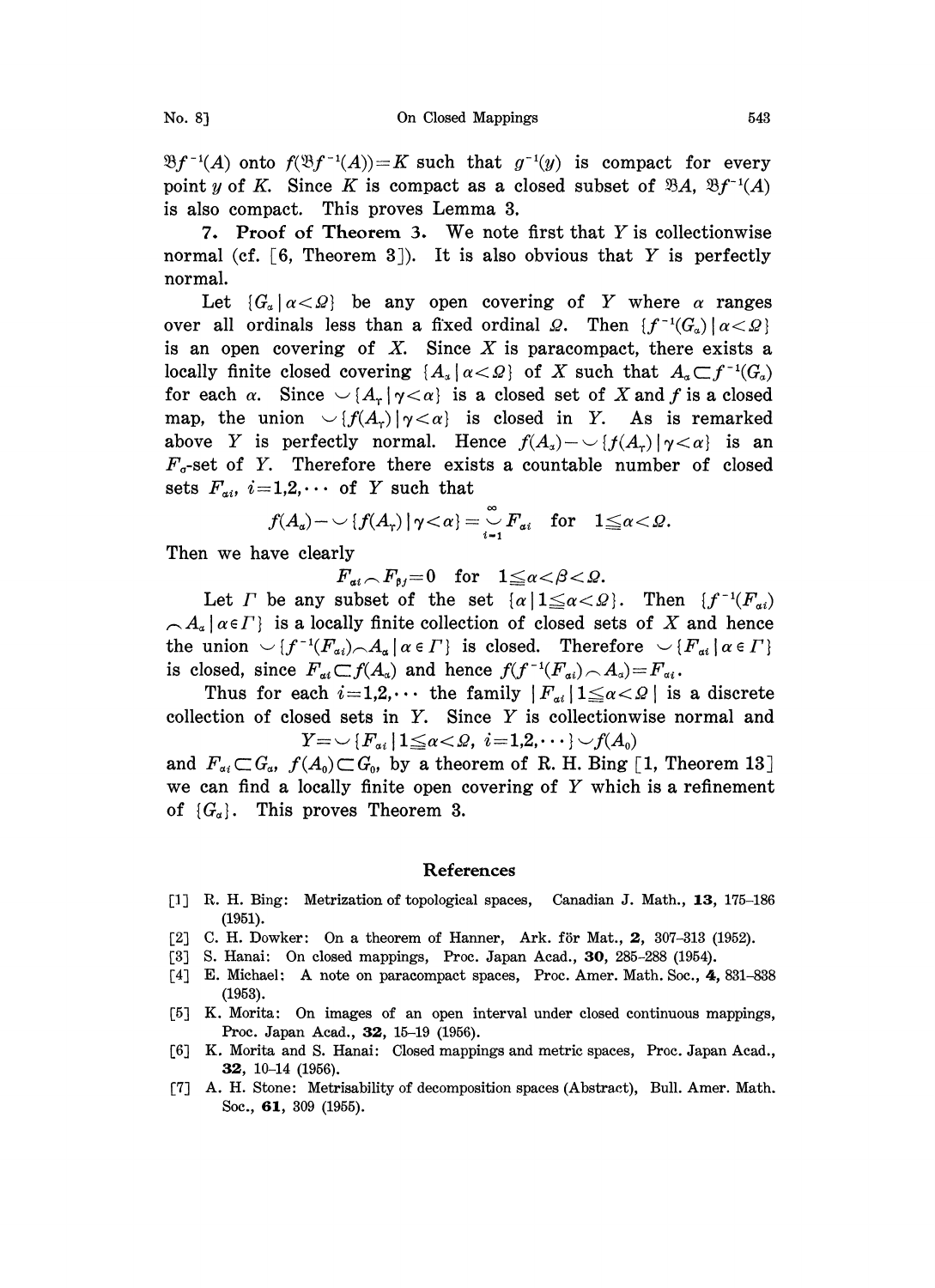$\mathfrak{B}f^{-1}(A)$ onto $f(\mathfrak{B}f^{-1}(A))=K$ such that $g^{-1}(y)$ is compact for every point $y$ of $K$. Since $K$ is compact as a closed subset of $\mathfrak{B}A$, $\mathfrak{B}f^{-1}(A)$ is also compact. This proves Lemma 3.

**7. Proof of Theorem 3.** We note first that $Y$ is collectionwise normal (cf. [6, Theorem 3]). It is also obvious that $Y$ is perfectly normal.

Let $\{G_\alpha \mid \alpha<\Omega\}$ be any open covering of $Y$ where $\alpha$ ranges over all ordinals less than a fixed ordinal $\Omega$. Then $\{f^{-1}(G_\alpha) \mid \alpha<\Omega\}$ is an open covering of $X$. Since $X$ is paracompact, there exists a locally finite closed covering $\{A_\alpha \mid \alpha<\Omega\}$ of $X$ such that $A_\alpha \subset f^{-1}(G_\alpha)$ for each $\alpha$. Since $\smile\{A_\gamma \mid \gamma<\alpha\}$ is a closed set of $X$ and $f$ is a closed map, the union $\smile\{f(A_\gamma) \mid \gamma<\alpha\}$ is closed in $Y$. As is remarked above $Y$ is perfectly normal. Hence $f(A_\alpha)-\smile\{f(A_\gamma) \mid \gamma<\alpha\}$ is an $F_\sigma$-set of $Y$. Therefore there exists a countable number of closed sets $F_{\alpha i}$, $i=1,2,\cdots$ of $Y$ such that

$$f(A_\alpha)-\smile\{f(A_\gamma) \mid \gamma<\alpha\}=\bigcup_{i=1}^{\infty} F_{\alpha i} \quad \text{for} \quad 1\leqq\alpha<\Omega.$$

Then we have clearly

$$F_{\alpha i}\frown F_{\beta j}=0 \quad \text{for} \quad 1\leqq\alpha<\beta<\Omega.$$

Let $\Gamma$ be any subset of the set $\{\alpha \mid 1\leqq\alpha<\Omega\}$. Then $\{f^{-1}(F_{\alpha i})\frown A_\alpha \mid \alpha\in\Gamma\}$ is a locally finite collection of closed sets of $X$ and hence the union $\smile\{f^{-1}(F_{\alpha i})\frown A_\alpha \mid \alpha\in\Gamma\}$ is closed. Therefore $\smile\{F_{\alpha i} \mid \alpha\in\Gamma\}$ is closed, since $F_{\alpha i}\subset f(A_\alpha)$ and hence $f(f^{-1}(F_{\alpha i})\frown A_\alpha)=F_{\alpha i}$.

Thus for each $i=1,2,\cdots$ the family $\{F_{\alpha i} \mid 1\leqq\alpha<\Omega\}$ is a discrete collection of closed sets in $Y$. Since $Y$ is collectionwise normal and

$$Y=\smile\{F_{\alpha i} \mid 1\leqq\alpha<\Omega,\ i=1,2,\cdots\}\smile f(A_0)$$

and $F_{\alpha i}\subset G_\alpha$, $f(A_0)\subset G_0$, by a theorem of R. H. Bing [1, Theorem 13] we can find a locally finite open covering of $Y$ which is a refinement of $\{G_\alpha\}$. This proves Theorem 3.

## References

[1] R. H. Bing: Metrization of topological spaces, Canadian J. Math., **13**, 175–186 (1951).

[2] C. H. Dowker: On a theorem of Hanner, Ark. för Mat., **2**, 307–313 (1952).

[3] S. Hanai: On closed mappings, Proc. Japan Acad., **30**, 285–288 (1954).

[4] E. Michael: A note on paracompact spaces, Proc. Amer. Math. Soc., **4**, 831–838 (1953).

[5] K. Morita: On images of an open interval under closed continuous mappings, Proc. Japan Acad., **32**, 15–19 (1956).

[6] K. Morita and S. Hanai: Closed mappings and metric spaces, Proc. Japan Acad., **32**, 10–14 (1956).

[7] A. H. Stone: Metrisability of decomposition spaces (Abstract), Bull. Amer. Math. Soc., **61**, 309 (1955).